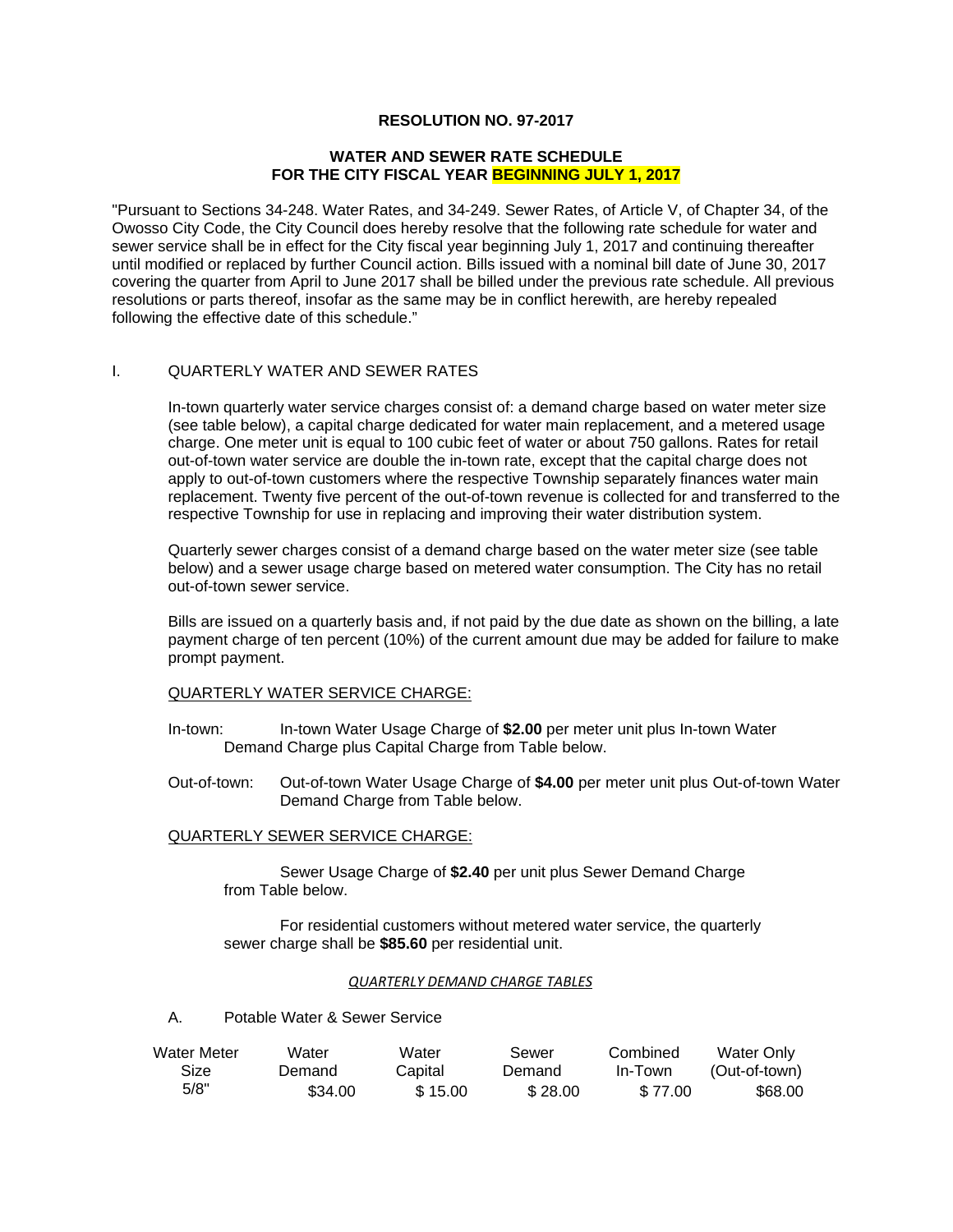**RESOLUTION NO. 97-2017**

**WATER AND SEWER RATE SCHEDULE**
**FOR THE CITY FISCAL YEAR BEGINNING JULY 1, 2017**

"Pursuant to Sections 34-248. Water Rates, and 34-249. Sewer Rates, of Article V, of Chapter 34, of the Owosso City Code, the City Council does hereby resolve that the following rate schedule for water and sewer service shall be in effect for the City fiscal year beginning July 1, 2017 and continuing thereafter until modified or replaced by further Council action. Bills issued with a nominal bill date of June 30, 2017 covering the quarter from April to June 2017 shall be billed under the previous rate schedule. All previous resolutions or parts thereof, insofar as the same may be in conflict herewith, are hereby repealed following the effective date of this schedule."

I. QUARTERLY WATER AND SEWER RATES

In-town quarterly water service charges consist of: a demand charge based on water meter size (see table below), a capital charge dedicated for water main replacement, and a metered usage charge. One meter unit is equal to 100 cubic feet of water or about 750 gallons. Rates for retail out-of-town water service are double the in-town rate, except that the capital charge does not apply to out-of-town customers where the respective Township separately finances water main replacement. Twenty five percent of the out-of-town revenue is collected for and transferred to the respective Township for use in replacing and improving their water distribution system.

Quarterly sewer charges consist of a demand charge based on the water meter size (see table below) and a sewer usage charge based on metered water consumption. The City has no retail out-of-town sewer service.

Bills are issued on a quarterly basis and, if not paid by the due date as shown on the billing, a late payment charge of ten percent (10%) of the current amount due may be added for failure to make prompt payment.

QUARTERLY WATER SERVICE CHARGE:

In-town: In-town Water Usage Charge of **$2.00** per meter unit plus In-town Water Demand Charge plus Capital Charge from Table below.

Out-of-town: Out-of-town Water Usage Charge of **$4.00** per meter unit plus Out-of-town Water Demand Charge from Table below.

QUARTERLY SEWER SERVICE CHARGE:

Sewer Usage Charge of **$2.40** per unit plus Sewer Demand Charge from Table below.

For residential customers without metered water service, the quarterly sewer charge shall be **$85.60** per residential unit.

*QUARTERLY DEMAND CHARGE TABLES*

A. Potable Water & Sewer Service

| Water Meter Size | Water Demand | Water Capital | Sewer Demand | Combined In-Town | Water Only (Out-of-town) |
|---|---|---|---|---|---|
| 5/8" | $34.00 | $ 15.00 | $ 28.00 | $ 77.00 | $68.00 |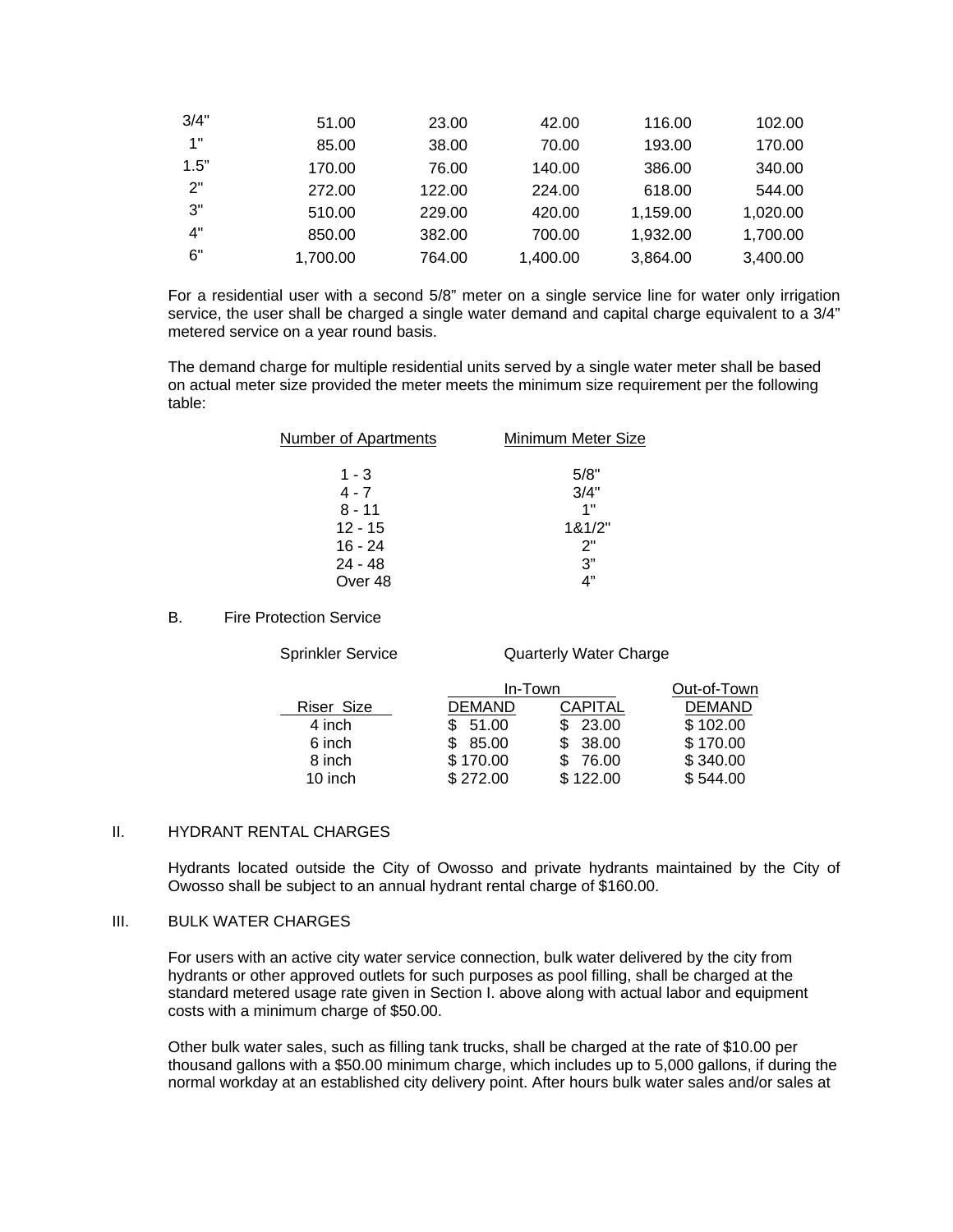| | | | | | |
|---|---|---|---|---|---|
| 3/4" | 51.00 | 23.00 | 42.00 | 116.00 | 102.00 |
| 1" | 85.00 | 38.00 | 70.00 | 193.00 | 170.00 |
| 1.5" | 170.00 | 76.00 | 140.00 | 386.00 | 340.00 |
| 2" | 272.00 | 122.00 | 224.00 | 618.00 | 544.00 |
| 3" | 510.00 | 229.00 | 420.00 | 1,159.00 | 1,020.00 |
| 4" | 850.00 | 382.00 | 700.00 | 1,932.00 | 1,700.00 |
| 6" | 1,700.00 | 764.00 | 1,400.00 | 3,864.00 | 3,400.00 |

For a residential user with a second 5/8" meter on a single service line for water only irrigation service, the user shall be charged a single water demand and capital charge equivalent to a 3/4" metered service on a year round basis.

The demand charge for multiple residential units served by a single water meter shall be based on actual meter size provided the meter meets the minimum size requirement per the following table:

| Number of Apartments | Minimum Meter Size |
|---|---|
| 1 - 3 | 5/8" |
| 4 - 7 | 3/4" |
| 8 - 11 | 1" |
| 12 - 15 | 1&1/2" |
| 16 - 24 | 2" |
| 24 - 48 | 3" |
| Over 48 | 4" |

B. Fire Protection Service

Sprinkler Service — Quarterly Water Charge

| | In-Town | | Out-of-Town |
|---|---|---|---|
| Riser Size | DEMAND | CAPITAL | DEMAND |
| 4 inch | $ 51.00 | $ 23.00 | $ 102.00 |
| 6 inch | $ 85.00 | $ 38.00 | $ 170.00 |
| 8 inch | $ 170.00 | $ 76.00 | $ 340.00 |
| 10 inch | $ 272.00 | $ 122.00 | $ 544.00 |

## II. HYDRANT RENTAL CHARGES

Hydrants located outside the City of Owosso and private hydrants maintained by the City of Owosso shall be subject to an annual hydrant rental charge of $160.00.

## III. BULK WATER CHARGES

For users with an active city water service connection, bulk water delivered by the city from hydrants or other approved outlets for such purposes as pool filling, shall be charged at the standard metered usage rate given in Section I. above along with actual labor and equipment costs with a minimum charge of $50.00.

Other bulk water sales, such as filling tank trucks, shall be charged at the rate of $10.00 per thousand gallons with a $50.00 minimum charge, which includes up to 5,000 gallons, if during the normal workday at an established city delivery point. After hours bulk water sales and/or sales at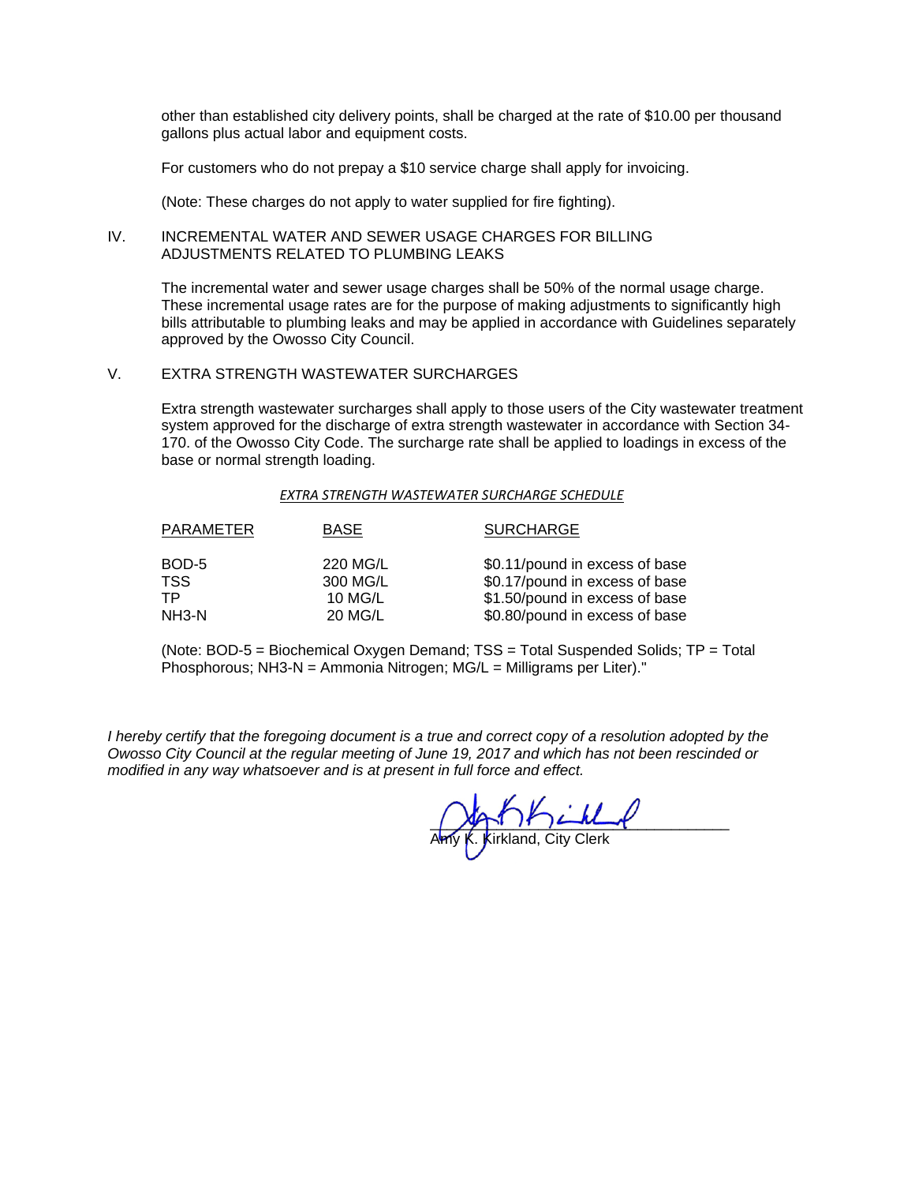other than established city delivery points, shall be charged at the rate of $10.00 per thousand gallons plus actual labor and equipment costs.

For customers who do not prepay a $10 service charge shall apply for invoicing.

(Note: These charges do not apply to water supplied for fire fighting).

IV. INCREMENTAL WATER AND SEWER USAGE CHARGES FOR BILLING ADJUSTMENTS RELATED TO PLUMBING LEAKS

The incremental water and sewer usage charges shall be 50% of the normal usage charge. These incremental usage rates are for the purpose of making adjustments to significantly high bills attributable to plumbing leaks and may be applied in accordance with Guidelines separately approved by the Owosso City Council.

V. EXTRA STRENGTH WASTEWATER SURCHARGES

Extra strength wastewater surcharges shall apply to those users of the City wastewater treatment system approved for the discharge of extra strength wastewater in accordance with Section 34-170. of the Owosso City Code. The surcharge rate shall be applied to loadings in excess of the base or normal strength loading.

*EXTRA STRENGTH WASTEWATER SURCHARGE SCHEDULE*

| PARAMETER | BASE | SURCHARGE |
|---|---|---|
| BOD-5 | 220 MG/L | $0.11/pound in excess of base |
| TSS | 300 MG/L | $0.17/pound in excess of base |
| TP | 10 MG/L | $1.50/pound in excess of base |
| NH3-N | 20 MG/L | $0.80/pound in excess of base |

(Note: BOD-5 = Biochemical Oxygen Demand; TSS = Total Suspended Solids; TP = Total Phosphorous; NH3-N = Ammonia Nitrogen; MG/L = Milligrams per Liter)."

*I hereby certify that the foregoing document is a true and correct copy of a resolution adopted by the Owosso City Council at the regular meeting of June 19, 2017 and which has not been rescinded or modified in any way whatsoever and is at present in full force and effect.*

Amy K. Kirkland, City Clerk